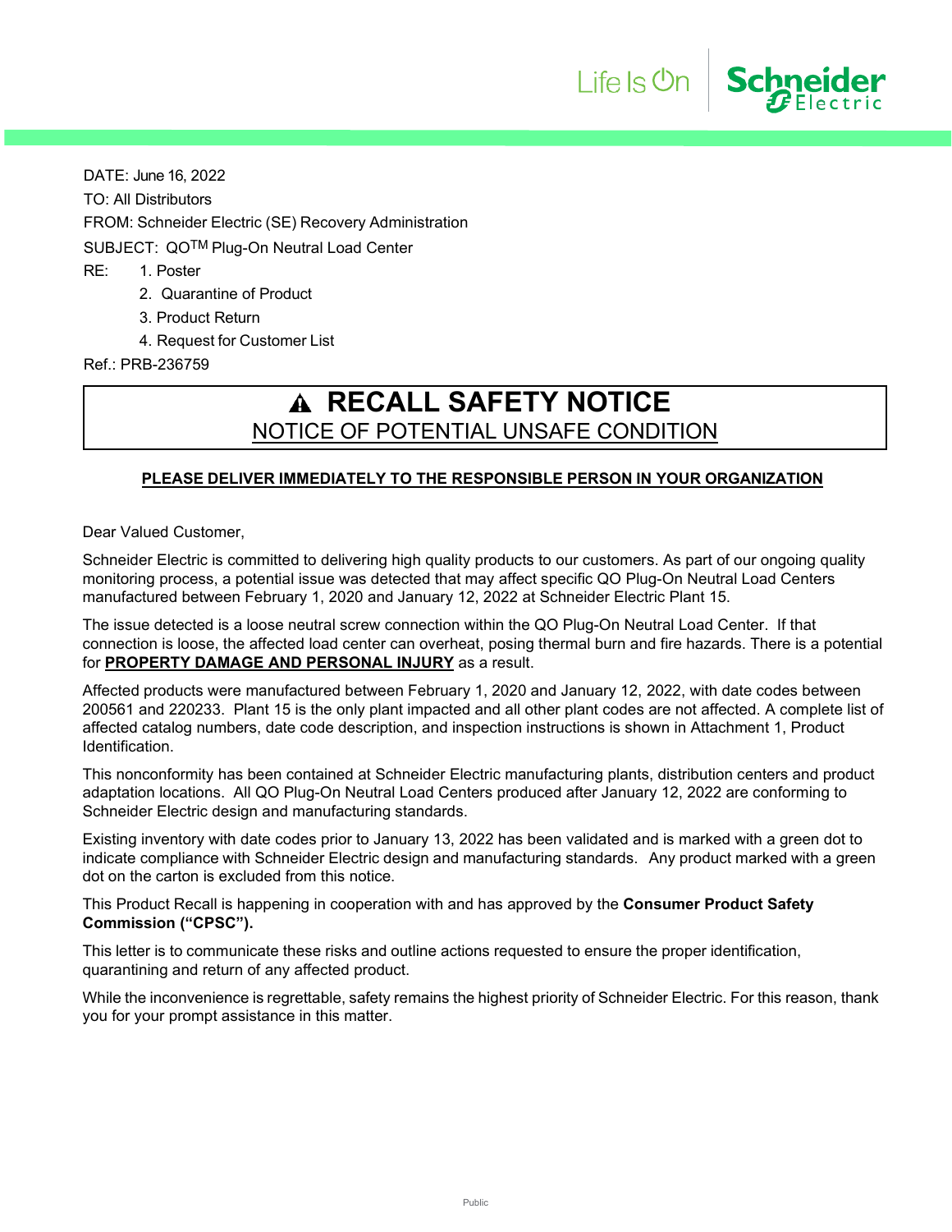DATE: June 16, 2022

TO: All Distributors

FROM: Schneider Electric (SE) Recovery Administration

SUBJECT: QO™ Plug-On Neutral Load Center

RE:
1. Poster
2. Quarantine of Product
3. Product Return
4. Request for Customer List

Ref.: PRB-236759

# ⚠ RECALL SAFETY NOTICE

## NOTICE OF POTENTIAL UNSAFE CONDITION

**PLEASE DELIVER IMMEDIATELY TO THE RESPONSIBLE PERSON IN YOUR ORGANIZATION**

Dear Valued Customer,

Schneider Electric is committed to delivering high quality products to our customers. As part of our ongoing quality monitoring process, a potential issue was detected that may affect specific QO Plug-On Neutral Load Centers manufactured between February 1, 2020 and January 12, 2022 at Schneider Electric Plant 15.

The issue detected is a loose neutral screw connection within the QO Plug-On Neutral Load Center. If that connection is loose, the affected load center can overheat, posing thermal burn and fire hazards. There is a potential for **PROPERTY DAMAGE AND PERSONAL INJURY** as a result.

Affected products were manufactured between February 1, 2020 and January 12, 2022, with date codes between 200561 and 220233. Plant 15 is the only plant impacted and all other plant codes are not affected. A complete list of affected catalog numbers, date code description, and inspection instructions is shown in Attachment 1, Product Identification.

This nonconformity has been contained at Schneider Electric manufacturing plants, distribution centers and product adaptation locations. All QO Plug-On Neutral Load Centers produced after January 12, 2022 are conforming to Schneider Electric design and manufacturing standards.

Existing inventory with date codes prior to January 13, 2022 has been validated and is marked with a green dot to indicate compliance with Schneider Electric design and manufacturing standards. Any product marked with a green dot on the carton is excluded from this notice.

This Product Recall is happening in cooperation with and has approved by the **Consumer Product Safety Commission ("CPSC").**

This letter is to communicate these risks and outline actions requested to ensure the proper identification, quarantining and return of any affected product.

While the inconvenience is regrettable, safety remains the highest priority of Schneider Electric. For this reason, thank you for your prompt assistance in this matter.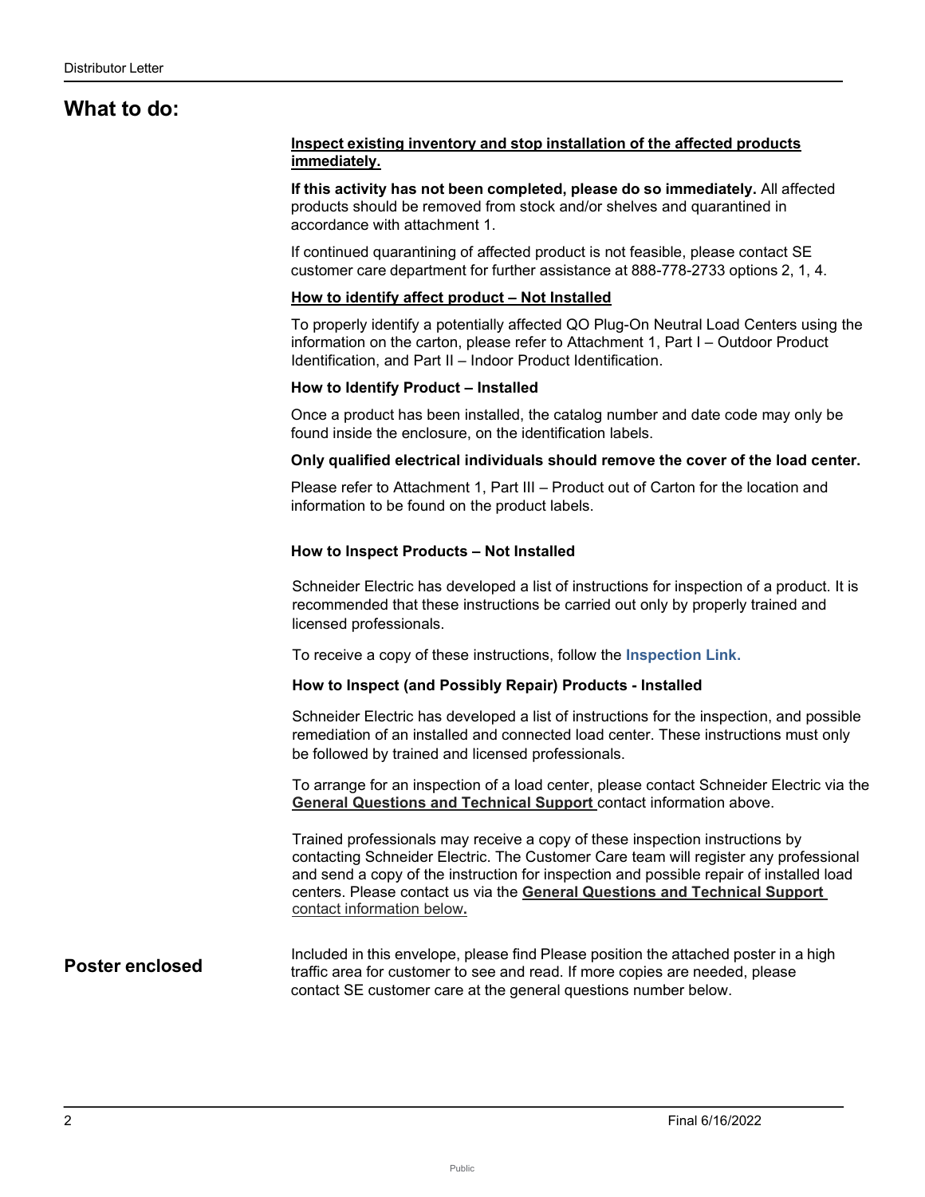## What to do:

**Inspect existing inventory and stop installation of the affected products immediately.**

**If this activity has not been completed, please do so immediately.** All affected products should be removed from stock and/or shelves and quarantined in accordance with attachment 1.

If continued quarantining of affected product is not feasible, please contact SE customer care department for further assistance at 888-778-2733 options 2, 1, 4.

**How to identify affect product – Not Installed**

To properly identify a potentially affected QO Plug-On Neutral Load Centers using the information on the carton, please refer to Attachment 1, Part I – Outdoor Product Identification, and Part II – Indoor Product Identification.

**How to Identify Product – Installed**

Once a product has been installed, the catalog number and date code may only be found inside the enclosure, on the identification labels.

**Only qualified electrical individuals should remove the cover of the load center.**

Please refer to Attachment 1, Part III – Product out of Carton for the location and information to be found on the product labels.

**How to Inspect Products – Not Installed**

Schneider Electric has developed a list of instructions for inspection of a product. It is recommended that these instructions be carried out only by properly trained and licensed professionals.

To receive a copy of these instructions, follow the **Inspection Link.**

**How to Inspect (and Possibly Repair) Products - Installed**

Schneider Electric has developed a list of instructions for the inspection, and possible remediation of an installed and connected load center. These instructions must only be followed by trained and licensed professionals.

To arrange for an inspection of a load center, please contact Schneider Electric via the **General Questions and Technical Support** contact information above.

Trained professionals may receive a copy of these inspection instructions by contacting Schneider Electric. The Customer Care team will register any professional and send a copy of the instruction for inspection and possible repair of installed load centers. Please contact us via the **General Questions and Technical Support** contact information below**.**

## Poster enclosed

Included in this envelope, please find Please position the attached poster in a high traffic area for customer to see and read. If more copies are needed, please contact SE customer care at the general questions number below.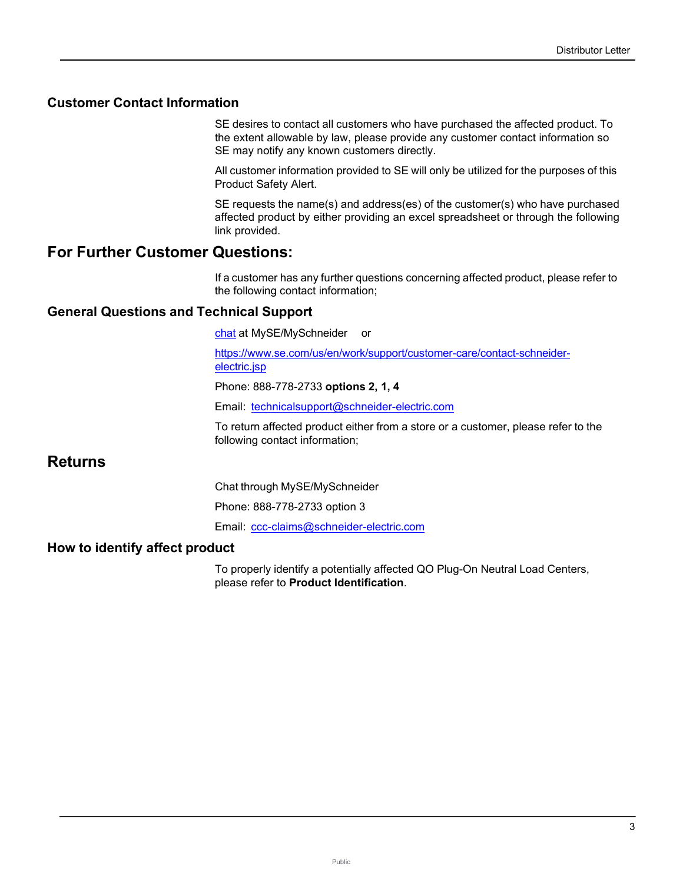### Customer Contact Information

SE desires to contact all customers who have purchased the affected product. To the extent allowable by law, please provide any customer contact information so SE may notify any known customers directly.

All customer information provided to SE will only be utilized for the purposes of this Product Safety Alert.

SE requests the name(s) and address(es) of the customer(s) who have purchased affected product by either providing an excel spreadsheet or through the following link provided.

## For Further Customer Questions:

If a customer has any further questions concerning affected product, please refer to the following contact information;

### General Questions and Technical Support

chat at MySE/MySchneider or

https://www.se.com/us/en/work/support/customer-care/contact-schneider-electric.jsp

Phone: 888-778-2733 **options 2, 1, 4**

Email: technicalsupport@schneider-electric.com

To return affected product either from a store or a customer, please refer to the following contact information;

## Returns

Chat through MySE/MySchneider

Phone: 888-778-2733 option 3

Email: ccc-claims@schneider-electric.com

### How to identify affect product

To properly identify a potentially affected QO Plug-On Neutral Load Centers, please refer to **Product Identification**.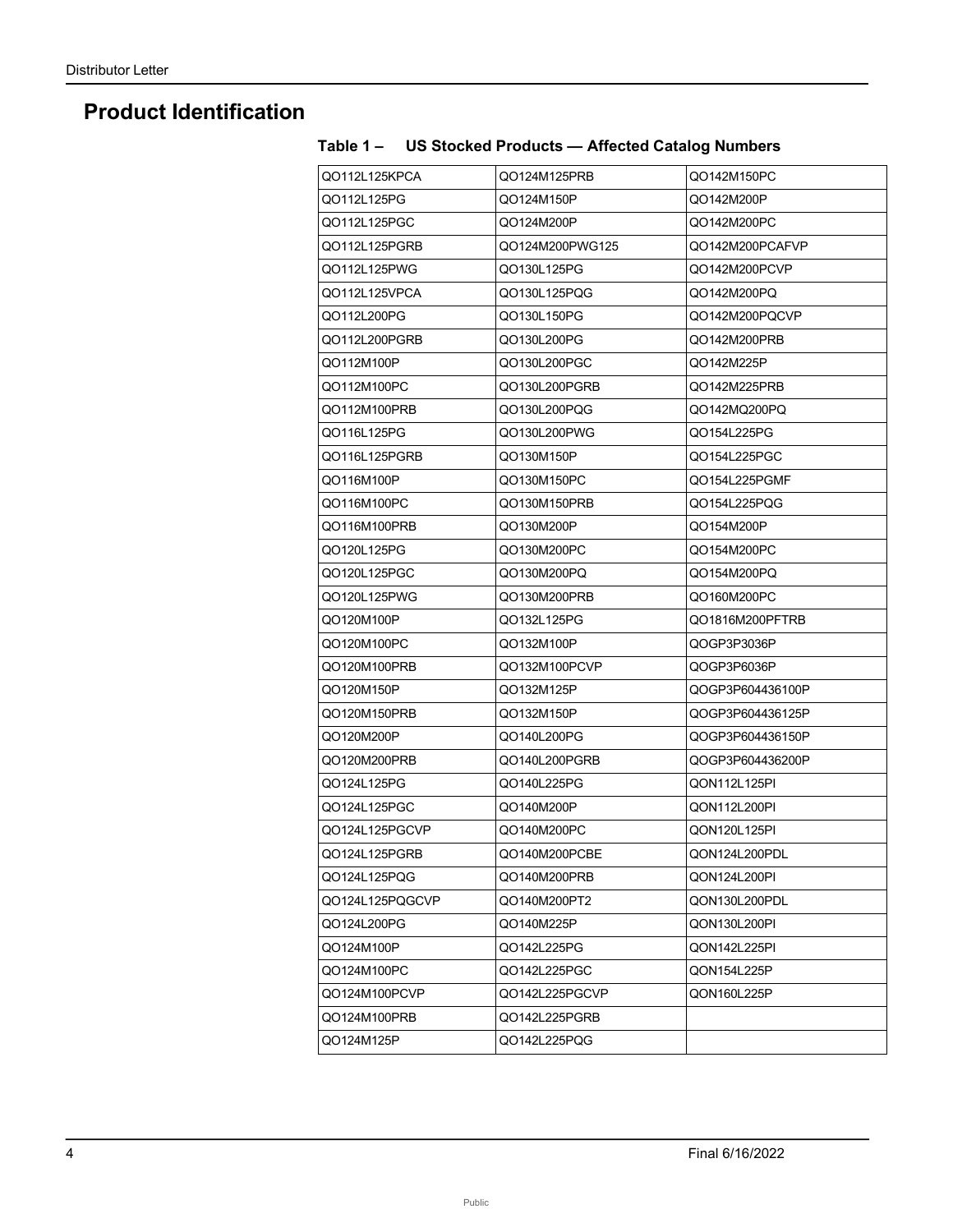## Product Identification

**Table 1 – US Stocked Products — Affected Catalog Numbers**

| | | |
|---|---|---|
| QO112L125KPCA | QO124M125PRB | QO142M150PC |
| QO112L125PG | QO124M150P | QO142M200P |
| QO112L125PGC | QO124M200P | QO142M200PC |
| QO112L125PGRB | QO124M200PWG125 | QO142M200PCAFVP |
| QO112L125PWG | QO130L125PG | QO142M200PCVP |
| QO112L125VPCA | QO130L125PQG | QO142M200PQ |
| QO112L200PG | QO130L150PG | QO142M200PQCVP |
| QO112L200PGRB | QO130L200PG | QO142M200PRB |
| QO112M100P | QO130L200PGC | QO142M225P |
| QO112M100PC | QO130L200PGRB | QO142M225PRB |
| QO112M100PRB | QO130L200PQG | QO142MQ200PQ |
| QO116L125PG | QO130L200PWG | QO154L225PG |
| QO116L125PGRB | QO130M150P | QO154L225PGC |
| QO116M100P | QO130M150PC | QO154L225PGMF |
| QO116M100PC | QO130M150PRB | QO154L225PQG |
| QO116M100PRB | QO130M200P | QO154M200P |
| QO120L125PG | QO130M200PC | QO154M200PC |
| QO120L125PGC | QO130M200PQ | QO154M200PQ |
| QO120L125PWG | QO130M200PRB | QO160M200PC |
| QO120M100P | QO132L125PG | QO1816M200PFTRB |
| QO120M100PC | QO132M100P | QOGP3P3036P |
| QO120M100PRB | QO132M100PCVP | QOGP3P6036P |
| QO120M150P | QO132M125P | QOGP3P604436100P |
| QO120M150PRB | QO132M150P | QOGP3P604436125P |
| QO120M200P | QO140L200PG | QOGP3P604436150P |
| QO120M200PRB | QO140L200PGRB | QOGP3P604436200P |
| QO124L125PG | QO140L225PG | QON112L125PI |
| QO124L125PGC | QO140M200P | QON112L200PI |
| QO124L125PGCVP | QO140M200PC | QON120L125PI |
| QO124L125PGRB | QO140M200PCBE | QON124L200PDL |
| QO124L125PQG | QO140M200PRB | QON124L200PI |
| QO124L125PQGCVP | QO140M200PT2 | QON130L200PDL |
| QO124L200PG | QO140M225P | QON130L200PI |
| QO124M100P | QO142L225PG | QON142L225PI |
| QO124M100PC | QO142L225PGC | QON154L225P |
| QO124M100PCVP | QO142L225PGCVP | QON160L225P |
| QO124M100PRB | QO142L225PGRB | |
| QO124M125P | QO142L225PQG | |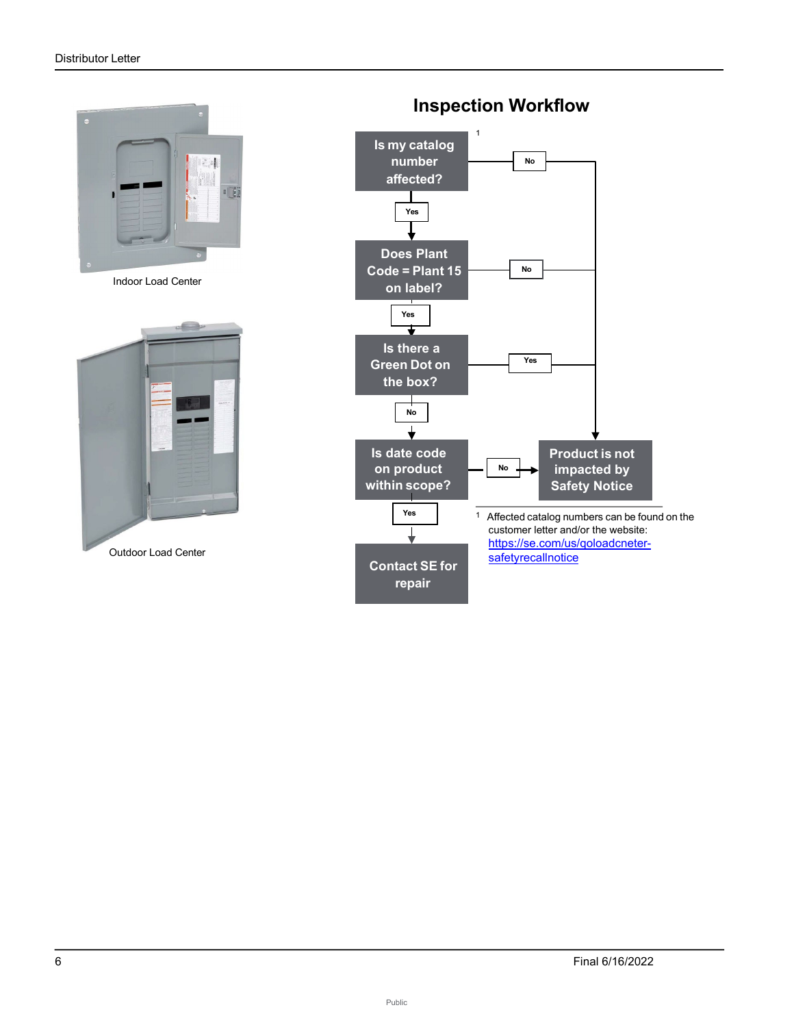Indoor Load Center

Outdoor Load Center

## Inspection Workflow

**Is my catalog number affected?**[1]
- No → **Product is not impacted by Safety Notice**
- Yes → **Does Plant Code = Plant 15 on label?**
  - No → **Product is not impacted by Safety Notice**
  - Yes → **Is there a Green Dot on the box?**
    - Yes → **Product is not impacted by Safety Notice**
    - No → **Is date code on product within scope?**
      - No → **Product is not impacted by Safety Notice**
      - Yes → **Contact SE for repair**

[1] Affected catalog numbers can be found on the customer letter and/or the website: https://se.com/us/qoloadcneter-safetyrecallnotice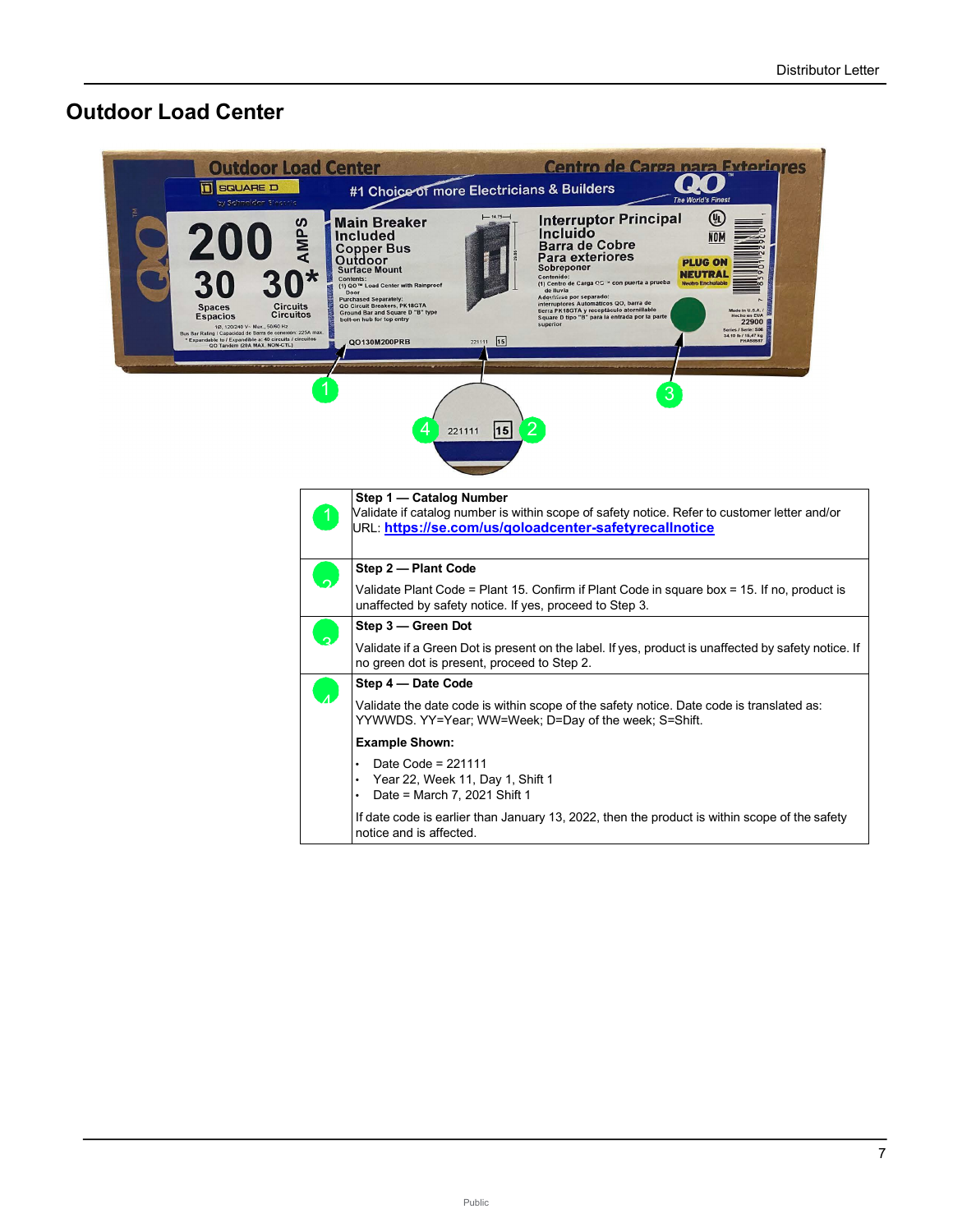## Outdoor Load Center

| | |
|---|---|
| 1 | **Step 1 — Catalog Number**<br>Validate if catalog number is within scope of safety notice. Refer to customer letter and/or URL: **https://se.com/us/qoloadcenter-safetyrecallnotice** |
| 2 | **Step 2 — Plant Code**<br>Validate Plant Code = Plant 15. Confirm if Plant Code in square box = 15. If no, product is unaffected by safety notice. If yes, proceed to Step 3. |
| 3 | **Step 3 — Green Dot**<br>Validate if a Green Dot is present on the label. If yes, product is unaffected by safety notice. If no green dot is present, proceed to Step 2. |
| 4 | **Step 4 — Date Code**<br>Validate the date code is within scope of the safety notice. Date code is translated as: YYWWDS. YY=Year; WW=Week; D=Day of the week; S=Shift.<br>**Example Shown:**<br>• Date Code = 221111<br>• Year 22, Week 11, Day 1, Shift 1<br>• Date = March 7, 2021 Shift 1<br>If date code is earlier than January 13, 2022, then the product is within scope of the safety notice and is affected. |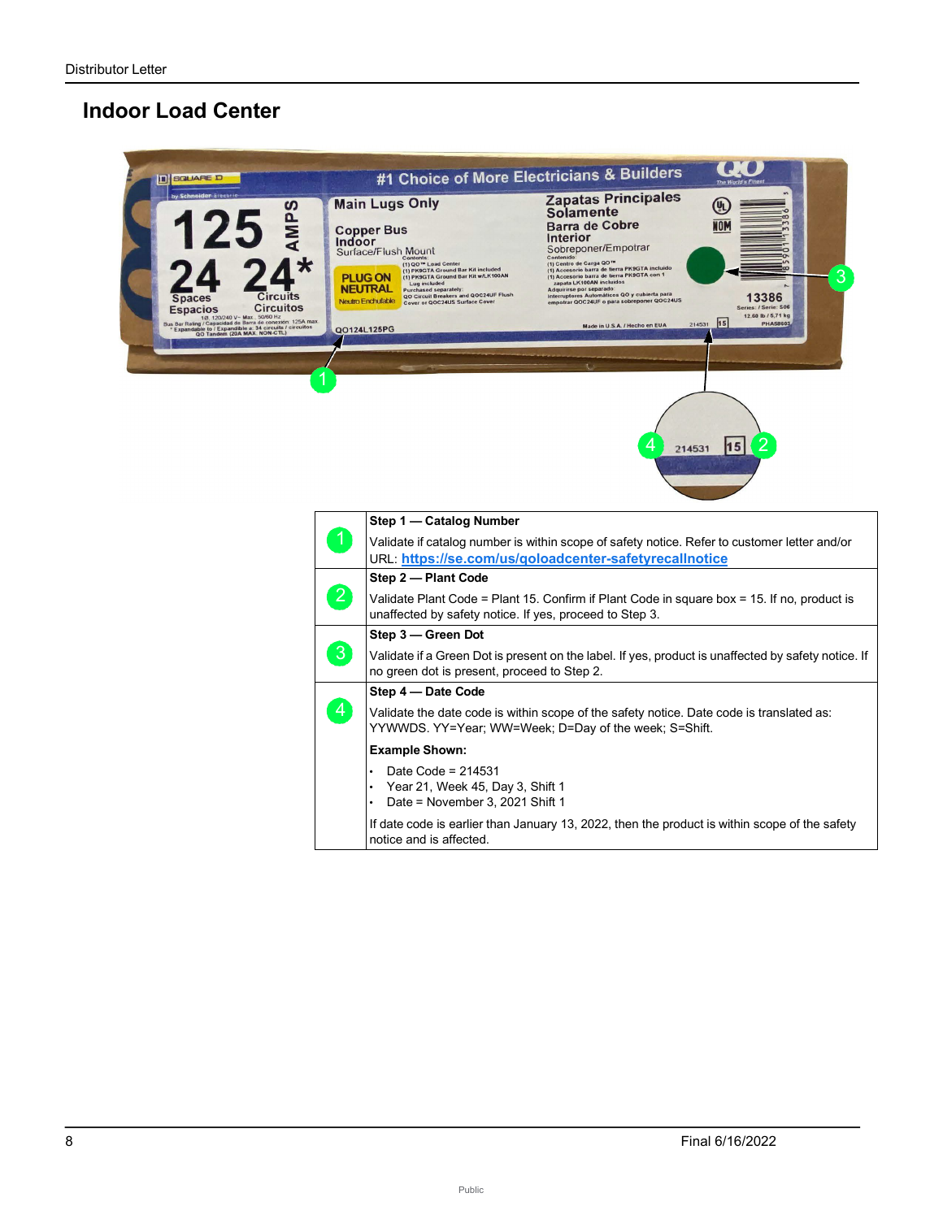## Indoor Load Center

| | |
|---|---|
| 1 | **Step 1 — Catalog Number**<br>Validate if catalog number is within scope of safety notice. Refer to customer letter and/or URL: **https://se.com/us/qoloadcenter-safetyrecallnotice** |
| 2 | **Step 2 — Plant Code**<br>Validate Plant Code = Plant 15. Confirm if Plant Code in square box = 15. If no, product is unaffected by safety notice. If yes, proceed to Step 3. |
| 3 | **Step 3 — Green Dot**<br>Validate if a Green Dot is present on the label. If yes, product is unaffected by safety notice. If no green dot is present, proceed to Step 2. |
| 4 | **Step 4 — Date Code**<br>Validate the date code is within scope of the safety notice. Date code is translated as: YYWWDS. YY=Year; WW=Week; D=Day of the week; S=Shift.<br>**Example Shown:**<br>• Date Code = 214531<br>• Year 21, Week 45, Day 3, Shift 1<br>• Date = November 3, 2021 Shift 1<br>If date code is earlier than January 13, 2022, then the product is within scope of the safety notice and is affected. |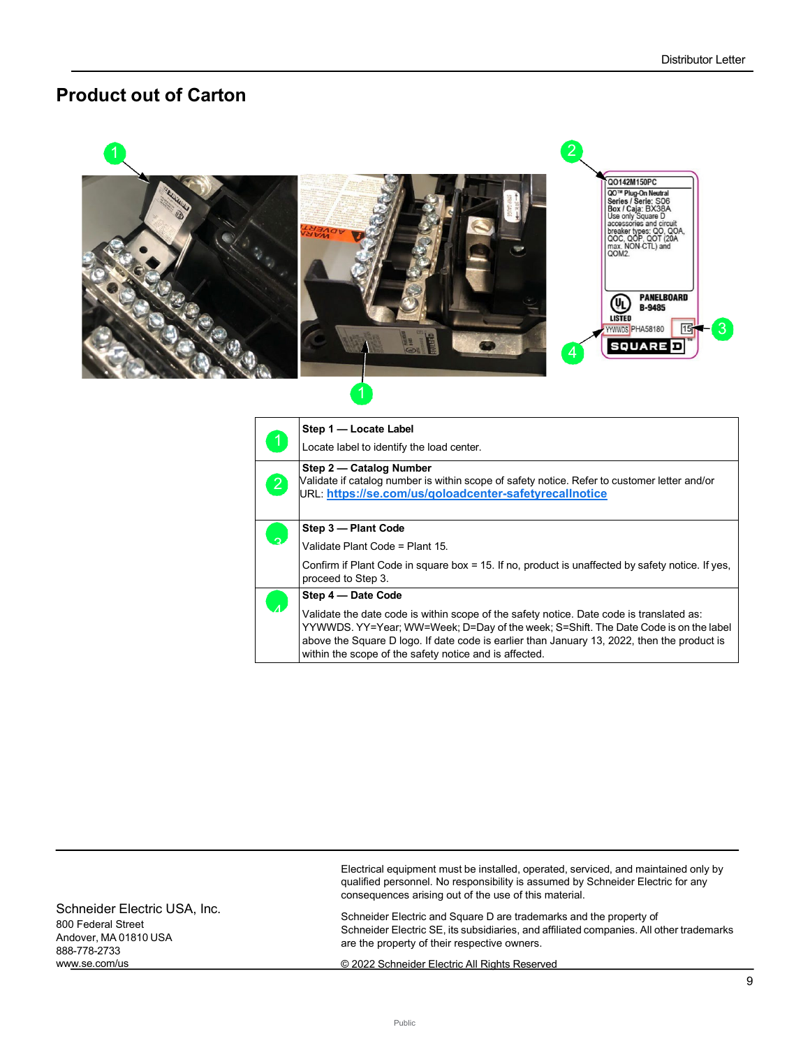## Product out of Carton

| | |
|---|---|
| 1 | **Step 1 — Locate Label**<br>Locate label to identify the load center. |
| 2 | **Step 2 — Catalog Number**<br>Validate if catalog number is within scope of safety notice. Refer to customer letter and/or URL: **https://se.com/us/qoloadcenter-safetyrecallnotice** |
| 3 | **Step 3 — Plant Code**<br>Validate Plant Code = Plant 15.<br>Confirm if Plant Code in square box = 15. If no, product is unaffected by safety notice. If yes, proceed to Step 3. |
| 4 | **Step 4 — Date Code**<br>Validate the date code is within scope of the safety notice. Date code is translated as: YYWWDS. YY=Year; WW=Week; D=Day of the week; S=Shift. The Date Code is on the label above the Square D logo. If date code is earlier than January 13, 2022, then the product is within the scope of the safety notice and is affected. |

Schneider Electric USA, Inc.
800 Federal Street
Andover, MA 01810 USA
888-778-2733
www.se.com/us

Electrical equipment must be installed, operated, serviced, and maintained only by qualified personnel. No responsibility is assumed by Schneider Electric for any consequences arising out of the use of this material.

Schneider Electric and Square D are trademarks and the property of Schneider Electric SE, its subsidiaries, and affiliated companies. All other trademarks are the property of their respective owners.

© 2022 Schneider Electric All Rights Reserved